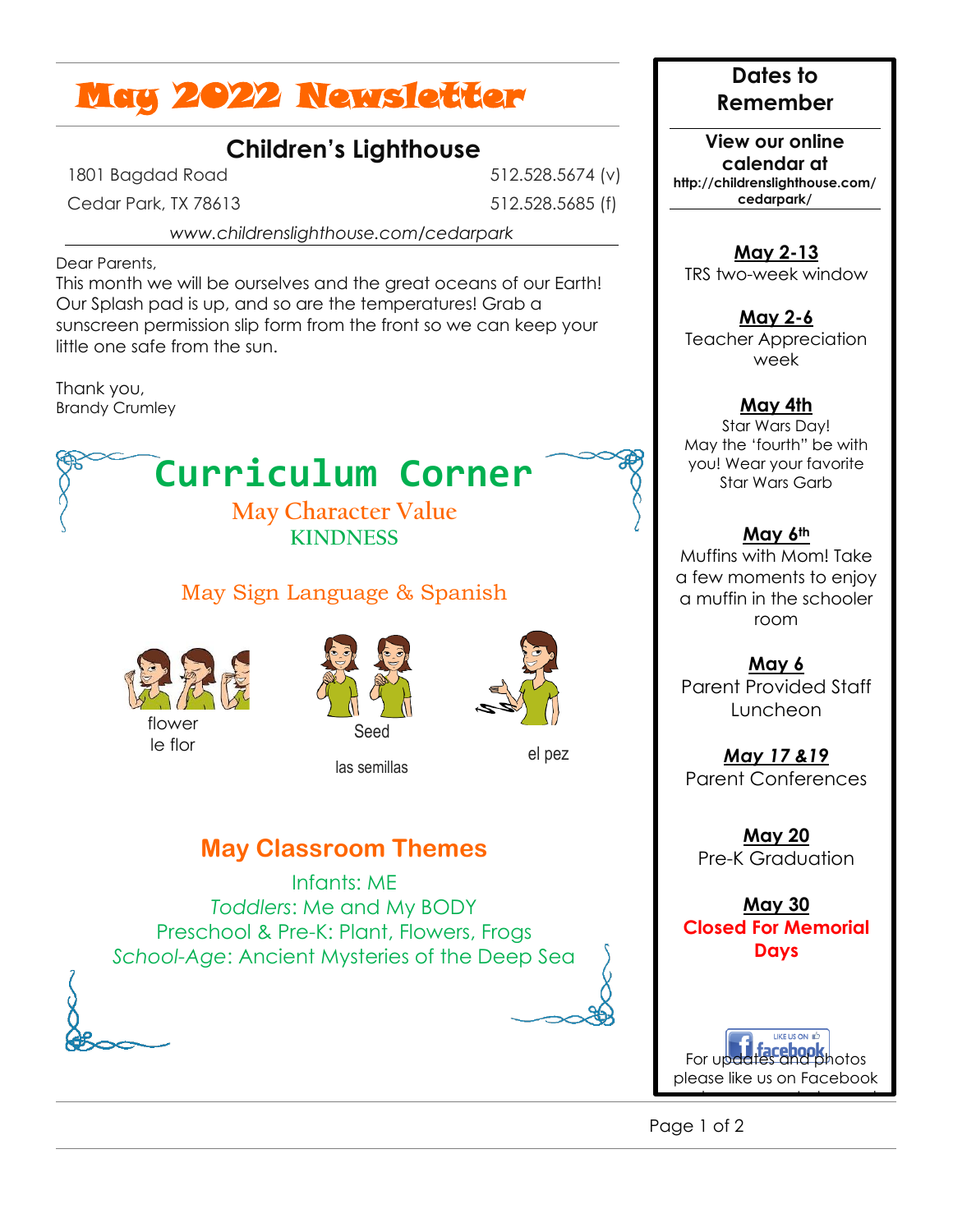# May 2022 Newsletter

## Children's Lighthouse

1801 Bagdad Road — 512.528.5674 (v)

Cedar Park, TX 78613 — 512.528.5685 (f)

*www.childrenslighthouse.com/cedarpark*

Dear Parents,

This month we will be ourselves and the great oceans of our Earth! Our Splash pad is up, and so are the temperatures! Grab a sunscreen permission slip form from the front so we can keep your little one safe from the sun.

Thank you,
Brandy Crumley

## Curriculum Corner

May Character Value

KINDNESS

### May Sign Language & Spanish

flower
le flor

Seed

las semillas

el pez

### May Classroom Themes

Infants: ME

*Toddlers*: Me and My BODY

Preschool & Pre-K: Plant, Flowers, Frogs

*School-Age*: Ancient Mysteries of the Deep Sea

## Dates to Remember

**View our online calendar at**
**http://childrenslighthouse.com/cedarpark/**

**May 2-13**
TRS two-week window

**May 2-6**
Teacher Appreciation week

**May 4th**
Star Wars Day!
May the 'fourth" be with you! Wear your favorite Star Wars Garb

**May 6th**
Muffins with Mom! Take a few moments to enjoy a muffin in the schooler room

**May 6**
Parent Provided Staff Luncheon

***May 17 &19***
Parent Conferences

**May 20**
Pre-K Graduation

**May 30**
**Closed For Memorial Days**

For updates and photos please like us on Facebook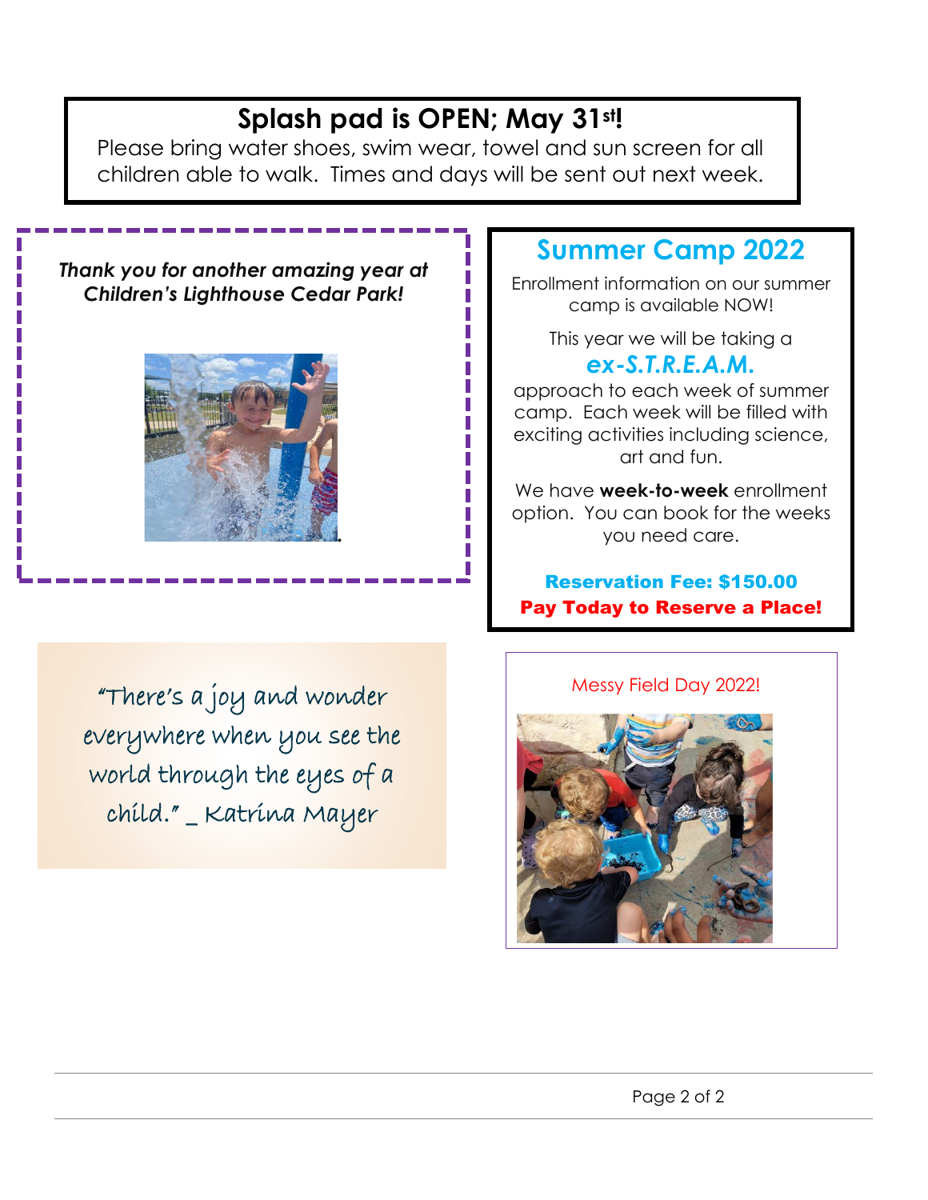## Splash pad is OPEN; May 31st!

Please bring water shoes, swim wear, towel and sun screen for all children able to walk. Times and days will be sent out next week.

***Thank you for another amazing year at Children's Lighthouse Cedar Park!***

## Summer Camp 2022

Enrollment information on our summer camp is available NOW!

This year we will be taking a

***ex-S.T.R.E.A.M.***

approach to each week of summer camp. Each week will be filled with exciting activities including science, art and fun.

We have **week-to-week** enrollment option. You can book for the weeks you need care.

**Reservation Fee: $150.00**

**Pay Today to Reserve a Place!**

"There's a joy and wonder everywhere when you see the world through the eyes of a child." _ Katrina Mayer

Messy Field Day 2022!